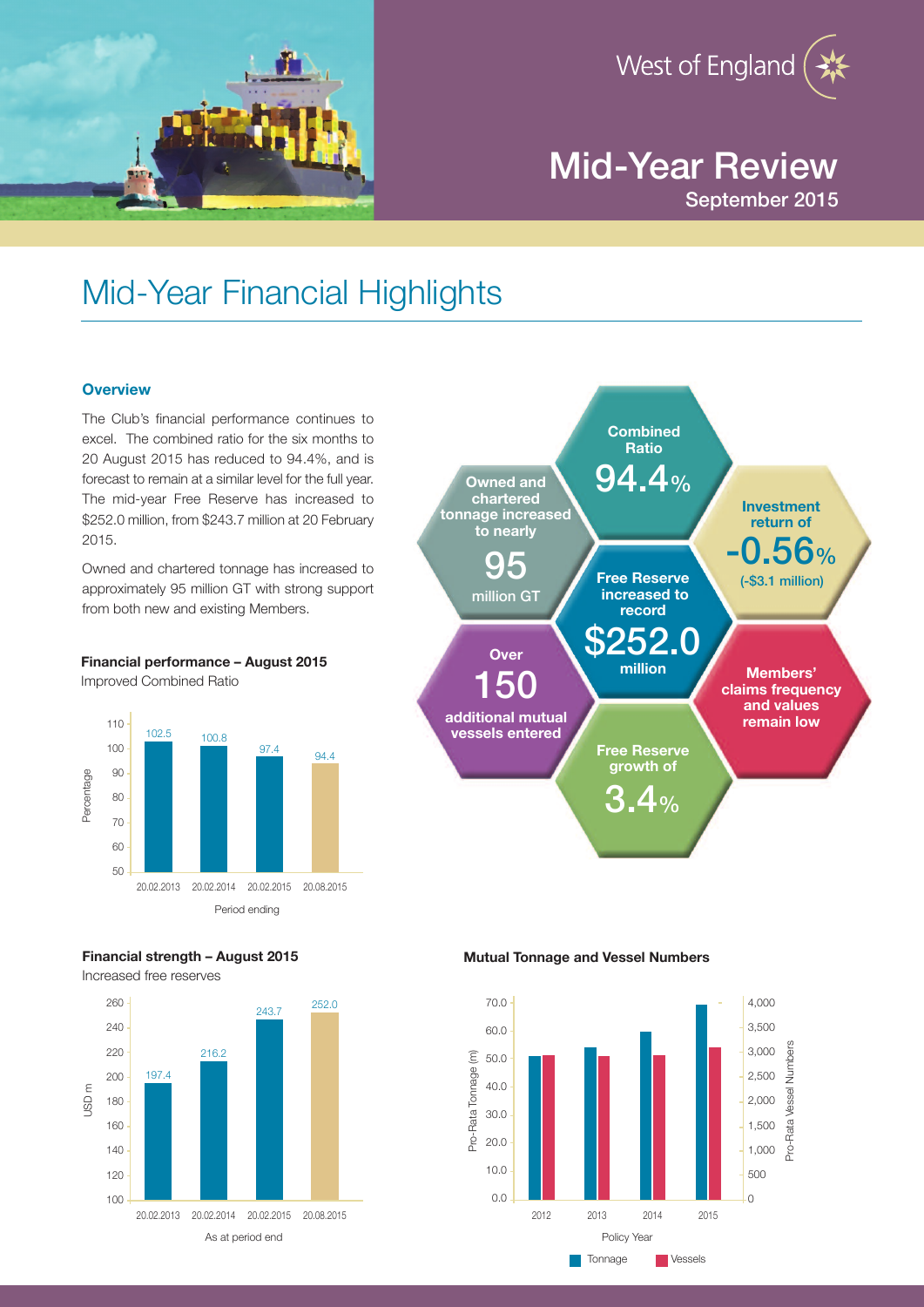West of England

# Mid-Year Review

September 2015

## Mid-Year Financial Highlights

### Overview

The Club's financial performance continues to excel. The combined ratio for the six months to 20 August 2015 has reduced to 94.4%, and is forecast to remain at a similar level for the full year. The mid-year Free Reserve has increased to $252.0 million, from $243.7 million at 20 February 2015.

Owned and chartered tonnage has increased to approximately 95 million GT with strong support from both new and existing Members.

**Combined Ratio** 94.4%

**Owned and chartered tonnage increased to nearly** 95 million GT

**Investment return of** -0.56% (-$3.1 million)

**Free Reserve increased to record** $252.0 million

**Over** 150 **additional mutual vessels entered**

**Members' claims frequency and values remain low**

**Free Reserve growth of** 3.4%

**Financial performance – August 2015**

Improved Combined Ratio

| Period ending | Percentage |
|---|---|
| 20.02.2013 | 102.5 |
| 20.02.2014 | 100.8 |
| 20.02.2015 | 97.4 |
| 20.08.2015 | 94.4 |

**Financial strength – August 2015**

Increased free reserves

| As at period end | USD m |
|---|---|
| 20.02.2013 | 197.4 |
| 20.02.2014 | 216.2 |
| 20.02.2015 | 243.7 |
| 20.08.2015 | 252.0 |

**Mutual Tonnage and Vessel Numbers**

Policy Year: 2012, 2013, 2014, 2015

Pro-Rata Tonnage (m) / Pro-Rata Vessel Numbers

Tonnage | Vessels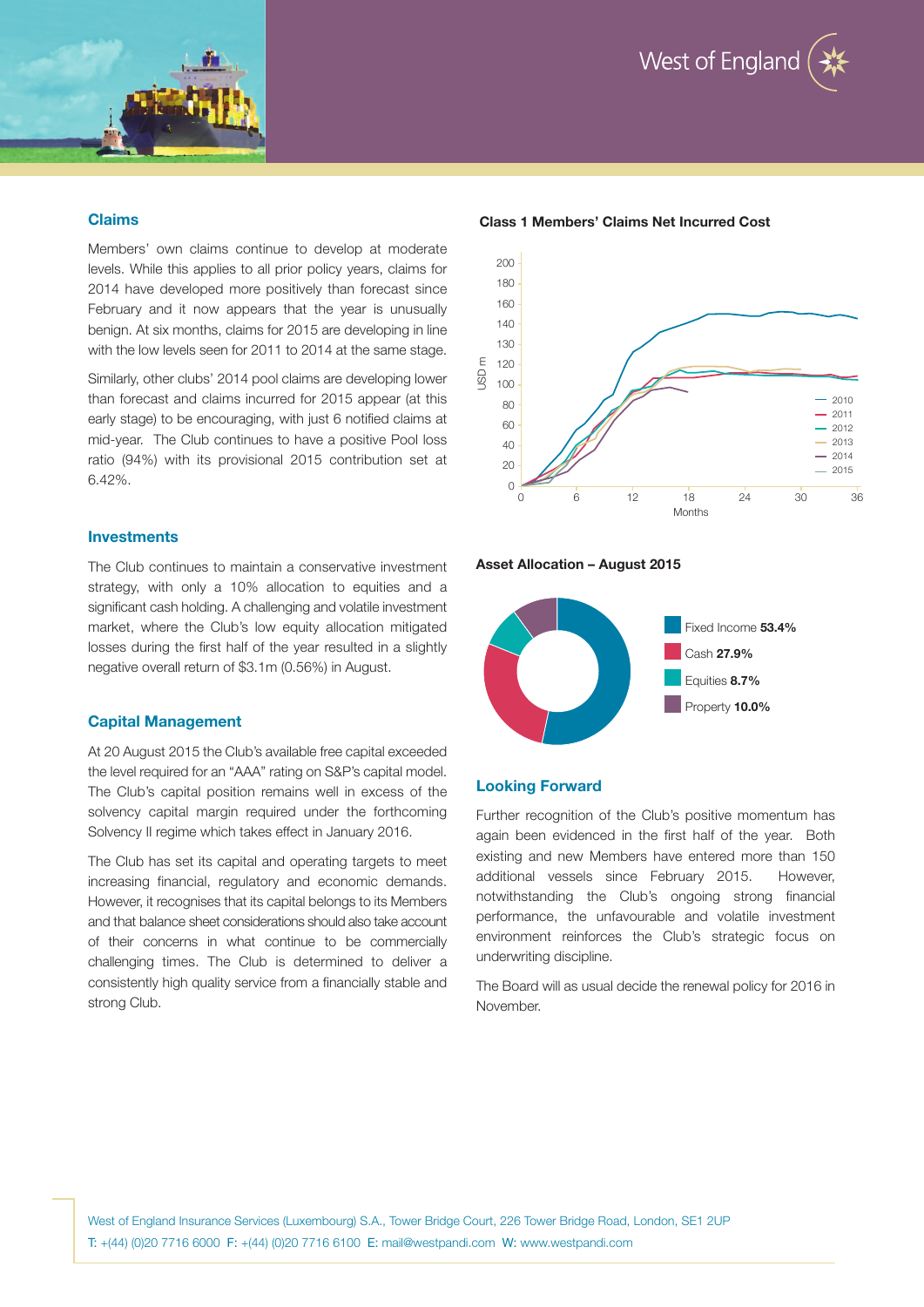West of England

## Claims

Members' own claims continue to develop at moderate levels. While this applies to all prior policy years, claims for 2014 have developed more positively than forecast since February and it now appears that the year is unusually benign. At six months, claims for 2015 are developing in line with the low levels seen for 2011 to 2014 at the same stage.

Similarly, other clubs' 2014 pool claims are developing lower than forecast and claims incurred for 2015 appear (at this early stage) to be encouraging, with just 6 notified claims at mid-year. The Club continues to have a positive Pool loss ratio (94%) with its provisional 2015 contribution set at 6.42%.

## Investments

The Club continues to maintain a conservative investment strategy, with only a 10% allocation to equities and a significant cash holding. A challenging and volatile investment market, where the Club's low equity allocation mitigated losses during the first half of the year resulted in a slightly negative overall return of $3.1m (0.56%) in August.

## Capital Management

At 20 August 2015 the Club's available free capital exceeded the level required for an "AAA" rating on S&P's capital model. The Club's capital position remains well in excess of the solvency capital margin required under the forthcoming Solvency II regime which takes effect in January 2016.

The Club has set its capital and operating targets to meet increasing financial, regulatory and economic demands. However, it recognises that its capital belongs to its Members and that balance sheet considerations should also take account of their concerns in what continue to be commercially challenging times. The Club is determined to deliver a consistently high quality service from a financially stable and strong Club.

**Class 1 Members' Claims Net Incurred Cost**

USD m

200
180
160
140
130
120
100
80
60
40
20
0

0
6
12
18
24
30
36

Months

2010
2011
2012
2013
2014
2015

**Asset Allocation – August 2015**

Fixed Income **53.4%**
Cash **27.9%**
Equities **8.7%**
Property **10.0%**

## Looking Forward

Further recognition of the Club's positive momentum has again been evidenced in the first half of the year. Both existing and new Members have entered more than 150 additional vessels since February 2015. However, notwithstanding the Club's ongoing strong financial performance, the unfavourable and volatile investment environment reinforces the Club's strategic focus on underwriting discipline.

The Board will as usual decide the renewal policy for 2016 in November.

West of England Insurance Services (Luxembourg) S.A., Tower Bridge Court, 226 Tower Bridge Road, London, SE1 2UP
T: +(44) (0)20 7716 6000 F: +(44) (0)20 7716 6100 E: mail@westpandi.com W: www.westpandi.com